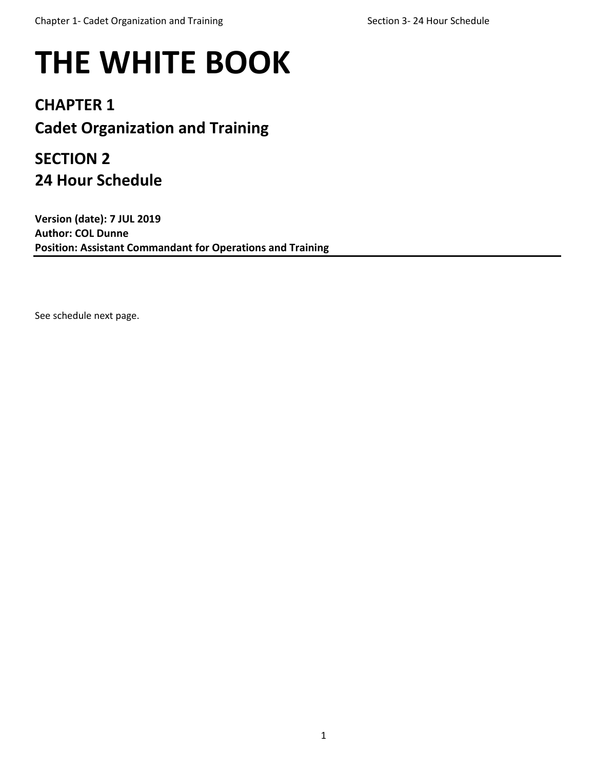# THE WHITE BOOK

## CHAPTER 1
## Cadet Organization and Training

## SECTION 2
## 24 Hour Schedule

**Version (date): 7 JUL 2019**
**Author: COL Dunne**
**Position: Assistant Commandant for Operations and Training**

---

See schedule next page.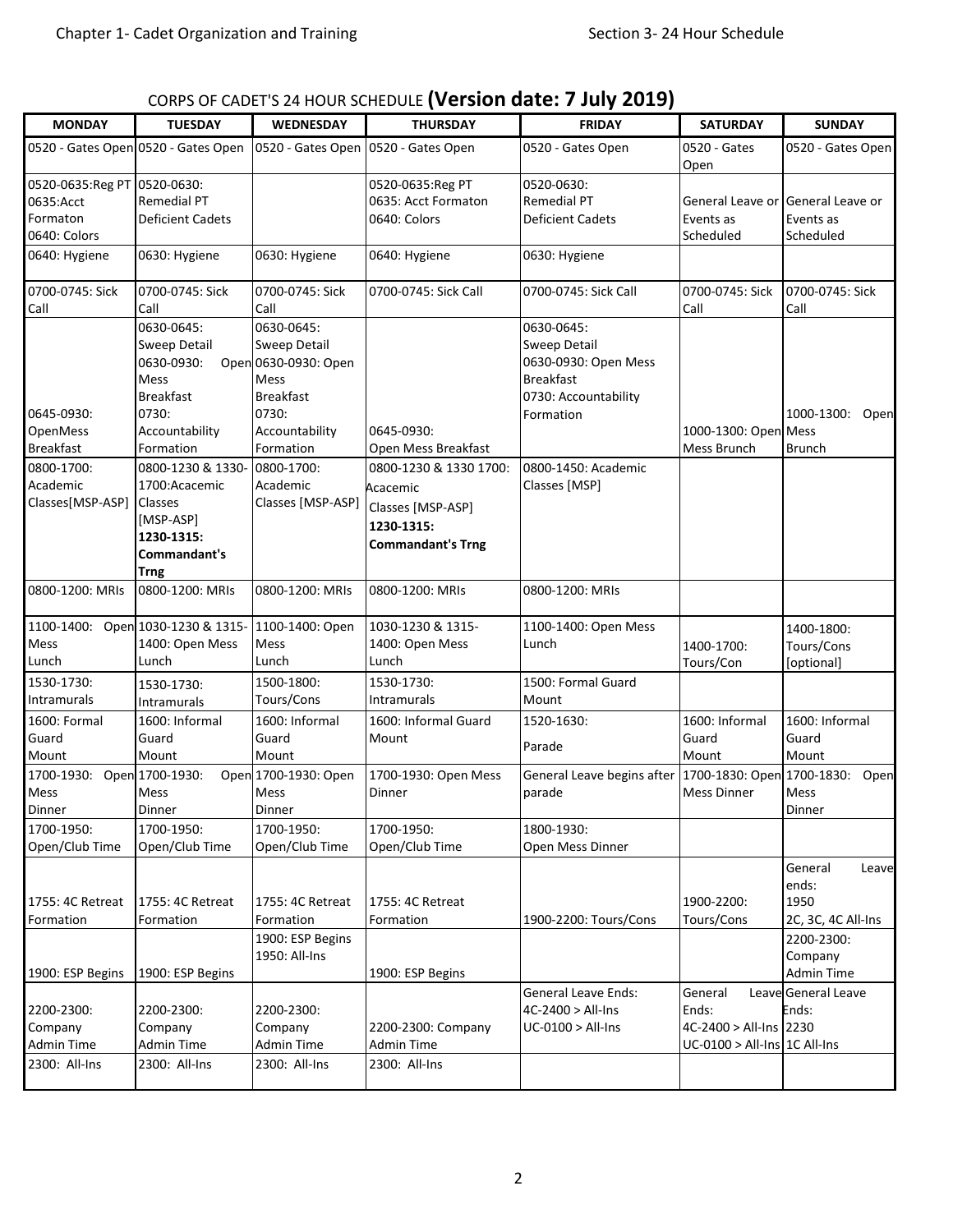# CORPS OF CADET'S 24 HOUR SCHEDULE **(Version date: 7 July 2019)**

| MONDAY | TUESDAY | WEDNESDAY | THURSDAY | FRIDAY | SATURDAY | SUNDAY |
|---|---|---|---|---|---|---|
| 0520 - Gates Open | 0520 - Gates Open | 0520 - Gates Open | 0520 - Gates Open | 0520 - Gates Open | 0520 - Gates Open | 0520 - Gates Open |
| 0520-0635:Reg PT 0635:Acct Formaton 0640: Colors | 0520-0630: Remedial PT Deficient Cadets | | 0520-0635:Reg PT 0635: Acct Formaton 0640: Colors | 0520-0630: Remedial PT Deficient Cadets | General Leave or Events as Scheduled | General Leave or Events as Scheduled |
| 0640: Hygiene | 0630: Hygiene | 0630: Hygiene | 0640: Hygiene | 0630: Hygiene | | |
| 0700-0745: Sick Call | 0700-0745: Sick Call | 0700-0745: Sick Call | 0700-0745: Sick Call | 0700-0745: Sick Call | 0700-0745: Sick Call | 0700-0745: Sick Call |
| 0645-0930: OpenMess Breakfast | 0630-0645: Sweep Detail 0630-0930: Open Mess Breakfast 0730: Accountability Formation | 0630-0645: Sweep Detail 0630-0930: Open Mess Breakfast 0730: Accountability Formation | 0645-0930: Open Mess Breakfast | 0630-0645: Sweep Detail 0630-0930: Open Mess Breakfast 0730: Accountability Formation | 1000-1300: Open Mess Brunch | 1000-1300: Open Mess Brunch |
| 0800-1700: Academic Classes[MSP-ASP] | 0800-1230 & 1330-1700:Acacemic Classes [MSP-ASP] **1230-1315: Commandant's Trng** | 0800-1700: Academic Classes [MSP-ASP] | 0800-1230 & 1330 1700: Acacemic Classes [MSP-ASP] **1230-1315: Commandant's Trng** | 0800-1450: Academic Classes [MSP] | | |
| 0800-1200: MRIs | 0800-1200: MRIs | 0800-1200: MRIs | 0800-1200: MRIs | 0800-1200: MRIs | | |
| 1100-1400: Open Mess Lunch | 1030-1230 & 1315-1400: Open Mess Lunch | 1100-1400: Open Mess Lunch | 1030-1230 & 1315-1400: Open Mess Lunch | 1100-1400: Open Mess Lunch | 1400-1700: Tours/Con | 1400-1800: Tours/Cons [optional] |
| 1530-1730: Intramurals | 1530-1730: Intramurals | 1500-1800: Tours/Cons | 1530-1730: Intramurals | 1500: Formal Guard Mount | | |
| 1600: Formal Guard Mount | 1600: Informal Guard Mount | 1600: Informal Guard Mount | 1600: Informal Guard Mount | 1520-1630: Parade | 1600: Informal Guard Mount | 1600: Informal Guard Mount |
| 1700-1930: Open Mess Dinner | 1700-1930: Open Mess Dinner | 1700-1930: Open Mess Dinner | 1700-1930: Open Mess Dinner | General Leave begins after parade | 1700-1830: Open Mess Dinner | 1700-1830: Open Mess Dinner |
| 1700-1950: Open/Club Time | 1700-1950: Open/Club Time | 1700-1950: Open/Club Time | 1700-1950: Open/Club Time | 1800-1930: Open Mess Dinner | | |
| 1755: 4C Retreat Formation | 1755: 4C Retreat Formation | 1755: 4C Retreat Formation | 1755: 4C Retreat Formation | 1900-2200: Tours/Cons | 1900-2200: Tours/Cons | General Leave ends: 1950 2C, 3C, 4C All-Ins |
| 1900: ESP Begins | 1900: ESP Begins | 1900: ESP Begins 1950: All-Ins | 1900: ESP Begins | | | 2200-2300: Company Admin Time |
| 2200-2300: Company Admin Time | 2200-2300: Company Admin Time | 2200-2300: Company Admin Time | 2200-2300: Company Admin Time | General Leave Ends: 4C-2400 > All-Ins UC-0100 > All-Ins | General Leave Ends: 4C-2400 > All-Ins UC-0100 > All-Ins | General Leave Ends: 2230 1C All-Ins |
| 2300: All-Ins | 2300: All-Ins | 2300: All-Ins | 2300: All-Ins | | | |